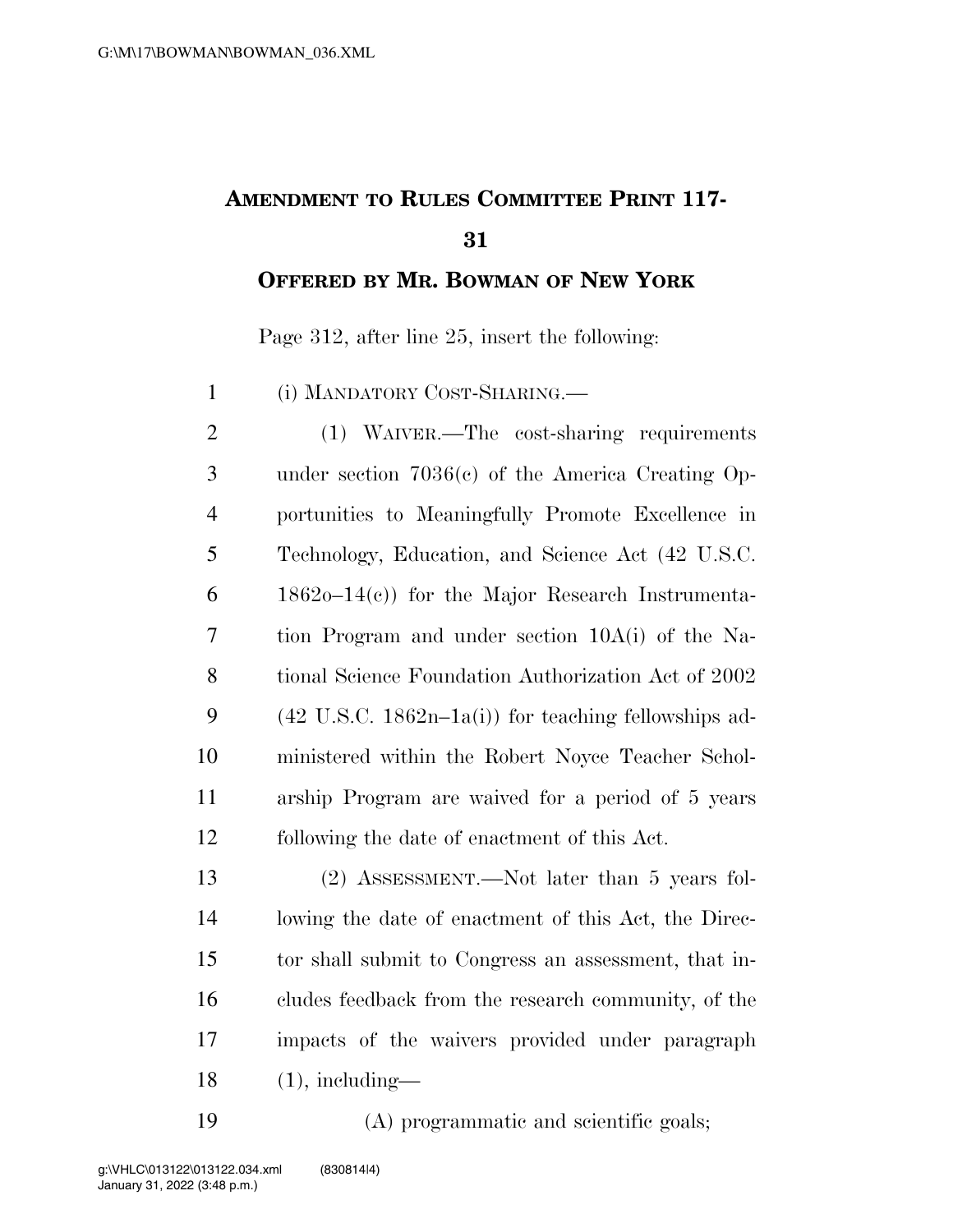# AMENDMENT TO RULES COMMITTEE PRINT 117-31

## OFFERED BY MR. BOWMAN OF NEW YORK

Page 312, after line 25, insert the following:

(i) MANDATORY COST-SHARING.—

(1) WAIVER.—The cost-sharing requirements under section 7036(c) of the America Creating Opportunities to Meaningfully Promote Excellence in Technology, Education, and Science Act (42 U.S.C. 1862o–14(c)) for the Major Research Instrumentation Program and under section 10A(i) of the National Science Foundation Authorization Act of 2002 (42 U.S.C. 1862n–1a(i)) for teaching fellowships administered within the Robert Noyce Teacher Scholarship Program are waived for a period of 5 years following the date of enactment of this Act.

(2) ASSESSMENT.—Not later than 5 years following the date of enactment of this Act, the Director shall submit to Congress an assessment, that includes feedback from the research community, of the impacts of the waivers provided under paragraph (1), including—

(A) programmatic and scientific goals;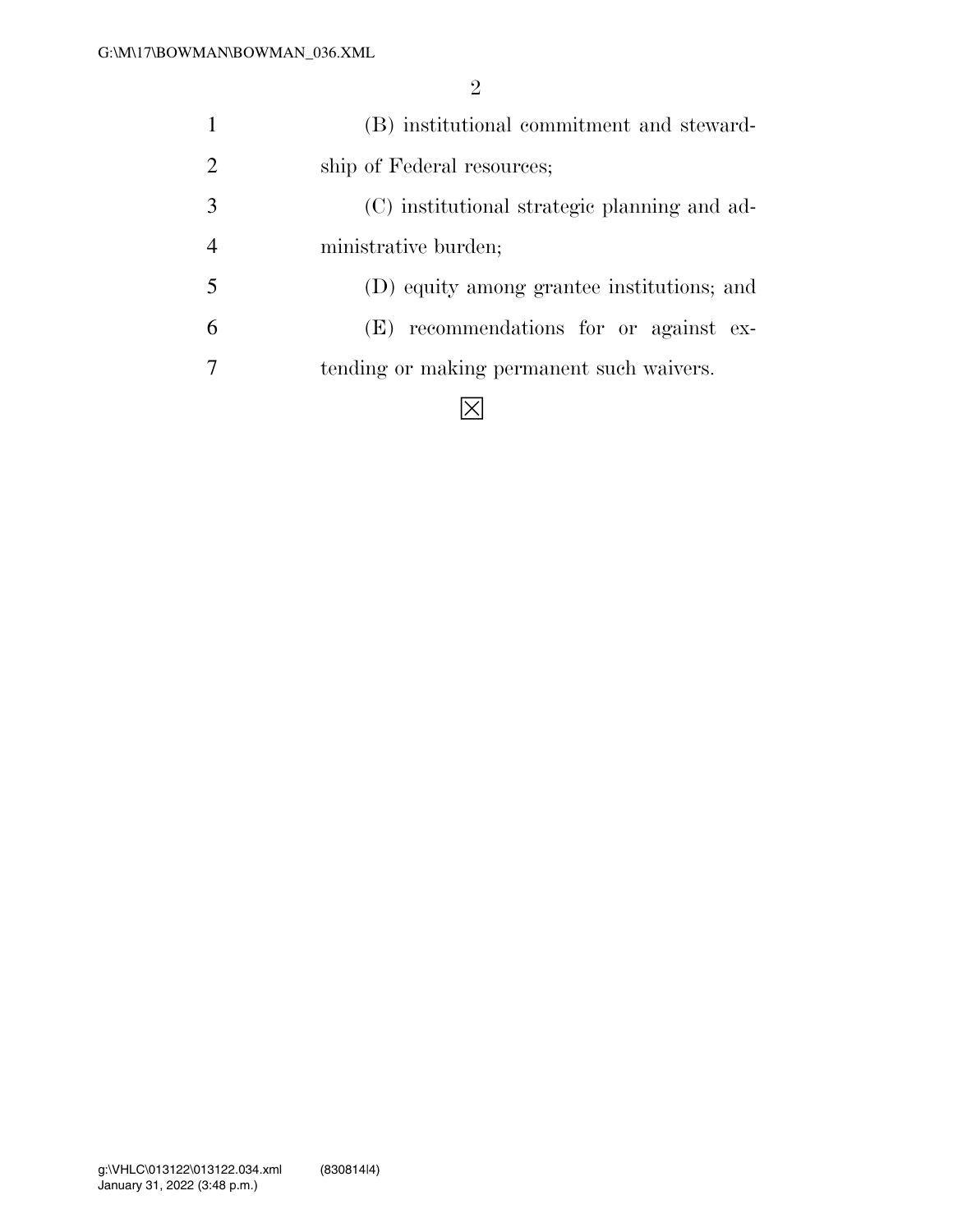(B) institutional commitment and stewardship of Federal resources;

(C) institutional strategic planning and administrative burden;

(D) equity among grantee institutions; and

(E) recommendations for or against extending or making permanent such waivers.